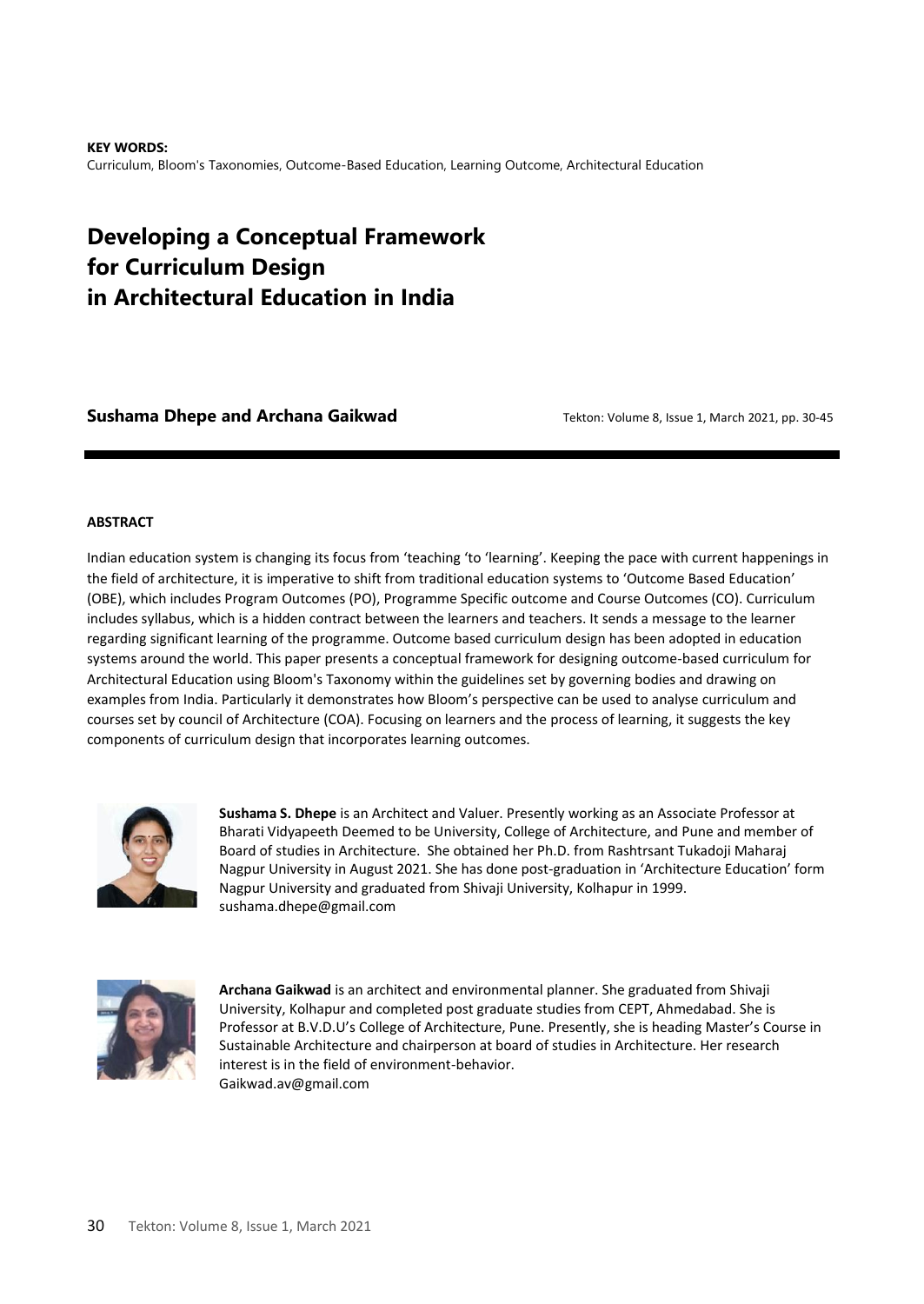**KEY WORDS:**
Curriculum, Bloom's Taxonomies, Outcome-Based Education, Learning Outcome, Architectural Education

# Developing a Conceptual Framework for Curriculum Design in Architectural Education in India

**Sushama Dhepe and Archana Gaikwad**

Tekton: Volume 8, Issue 1, March 2021, pp. 30-45

---

**ABSTRACT**

Indian education system is changing its focus from 'teaching 'to 'learning'. Keeping the pace with current happenings in the field of architecture, it is imperative to shift from traditional education systems to 'Outcome Based Education' (OBE), which includes Program Outcomes (PO), Programme Specific outcome and Course Outcomes (CO). Curriculum includes syllabus, which is a hidden contract between the learners and teachers. It sends a message to the learner regarding significant learning of the programme. Outcome based curriculum design has been adopted in education systems around the world. This paper presents a conceptual framework for designing outcome-based curriculum for Architectural Education using Bloom's Taxonomy within the guidelines set by governing bodies and drawing on examples from India. Particularly it demonstrates how Bloom's perspective can be used to analyse curriculum and courses set by council of Architecture (COA). Focusing on learners and the process of learning, it suggests the key components of curriculum design that incorporates learning outcomes.

**Sushama S. Dhepe** is an Architect and Valuer. Presently working as an Associate Professor at Bharati Vidyapeeth Deemed to be University, College of Architecture, and Pune and member of Board of studies in Architecture. She obtained her Ph.D. from Rashtrsant Tukadoji Maharaj Nagpur University in August 2021. She has done post-graduation in 'Architecture Education' form Nagpur University and graduated from Shivaji University, Kolhapur in 1999.
sushama.dhepe@gmail.com

**Archana Gaikwad** is an architect and environmental planner. She graduated from Shivaji University, Kolhapur and completed post graduate studies from CEPT, Ahmedabad. She is Professor at B.V.D.U's College of Architecture, Pune. Presently, she is heading Master's Course in Sustainable Architecture and chairperson at board of studies in Architecture. Her research interest is in the field of environment-behavior.
Gaikwad.av@gmail.com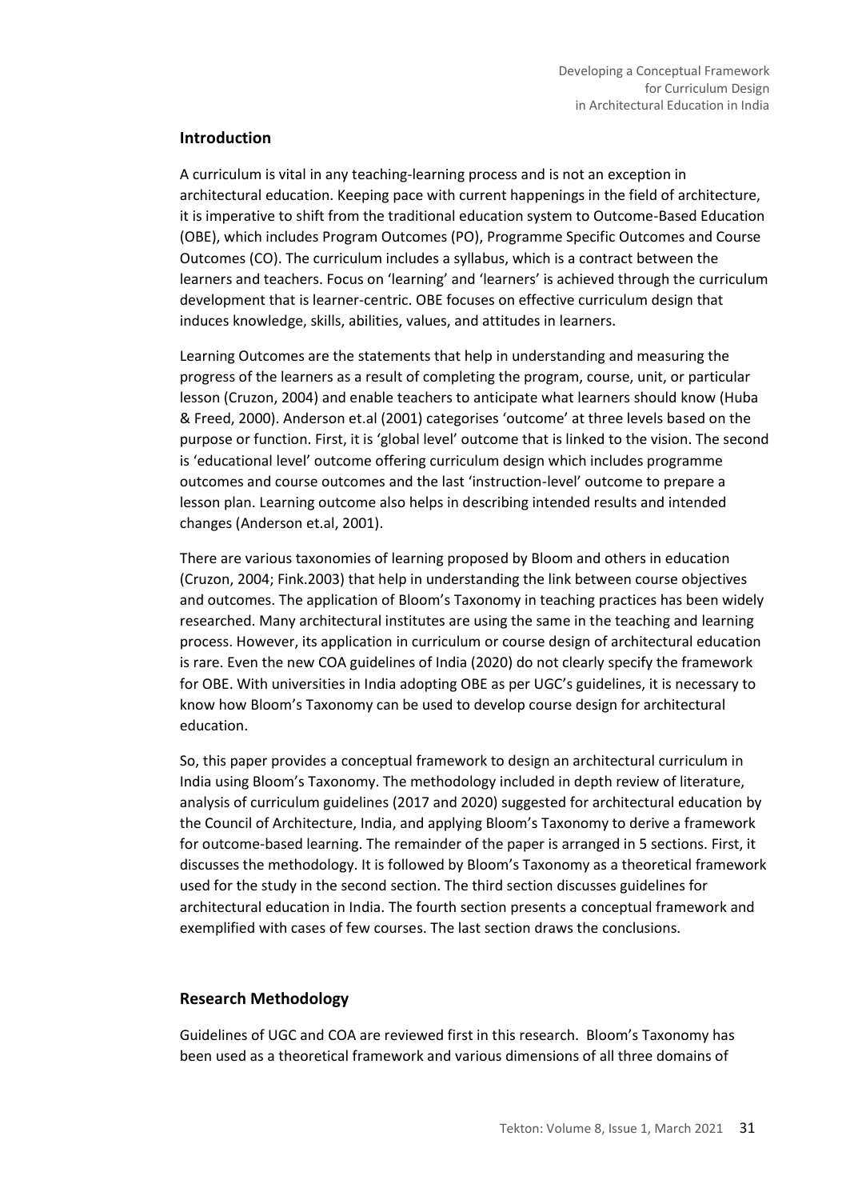## Introduction

A curriculum is vital in any teaching-learning process and is not an exception in architectural education. Keeping pace with current happenings in the field of architecture, it is imperative to shift from the traditional education system to Outcome-Based Education (OBE), which includes Program Outcomes (PO), Programme Specific Outcomes and Course Outcomes (CO). The curriculum includes a syllabus, which is a contract between the learners and teachers. Focus on 'learning' and 'learners' is achieved through the curriculum development that is learner-centric. OBE focuses on effective curriculum design that induces knowledge, skills, abilities, values, and attitudes in learners.

Learning Outcomes are the statements that help in understanding and measuring the progress of the learners as a result of completing the program, course, unit, or particular lesson (Cruzon, 2004) and enable teachers to anticipate what learners should know (Huba & Freed, 2000). Anderson et.al (2001) categorises 'outcome' at three levels based on the purpose or function. First, it is 'global level' outcome that is linked to the vision. The second is 'educational level' outcome offering curriculum design which includes programme outcomes and course outcomes and the last 'instruction-level' outcome to prepare a lesson plan. Learning outcome also helps in describing intended results and intended changes (Anderson et.al, 2001).

There are various taxonomies of learning proposed by Bloom and others in education (Cruzon, 2004; Fink.2003) that help in understanding the link between course objectives and outcomes. The application of Bloom's Taxonomy in teaching practices has been widely researched. Many architectural institutes are using the same in the teaching and learning process. However, its application in curriculum or course design of architectural education is rare. Even the new COA guidelines of India (2020) do not clearly specify the framework for OBE. With universities in India adopting OBE as per UGC's guidelines, it is necessary to know how Bloom's Taxonomy can be used to develop course design for architectural education.

So, this paper provides a conceptual framework to design an architectural curriculum in India using Bloom's Taxonomy. The methodology included in depth review of literature, analysis of curriculum guidelines (2017 and 2020) suggested for architectural education by the Council of Architecture, India, and applying Bloom's Taxonomy to derive a framework for outcome-based learning. The remainder of the paper is arranged in 5 sections. First, it discusses the methodology. It is followed by Bloom's Taxonomy as a theoretical framework used for the study in the second section. The third section discusses guidelines for architectural education in India. The fourth section presents a conceptual framework and exemplified with cases of few courses. The last section draws the conclusions.

## Research Methodology

Guidelines of UGC and COA are reviewed first in this research. Bloom's Taxonomy has been used as a theoretical framework and various dimensions of all three domains of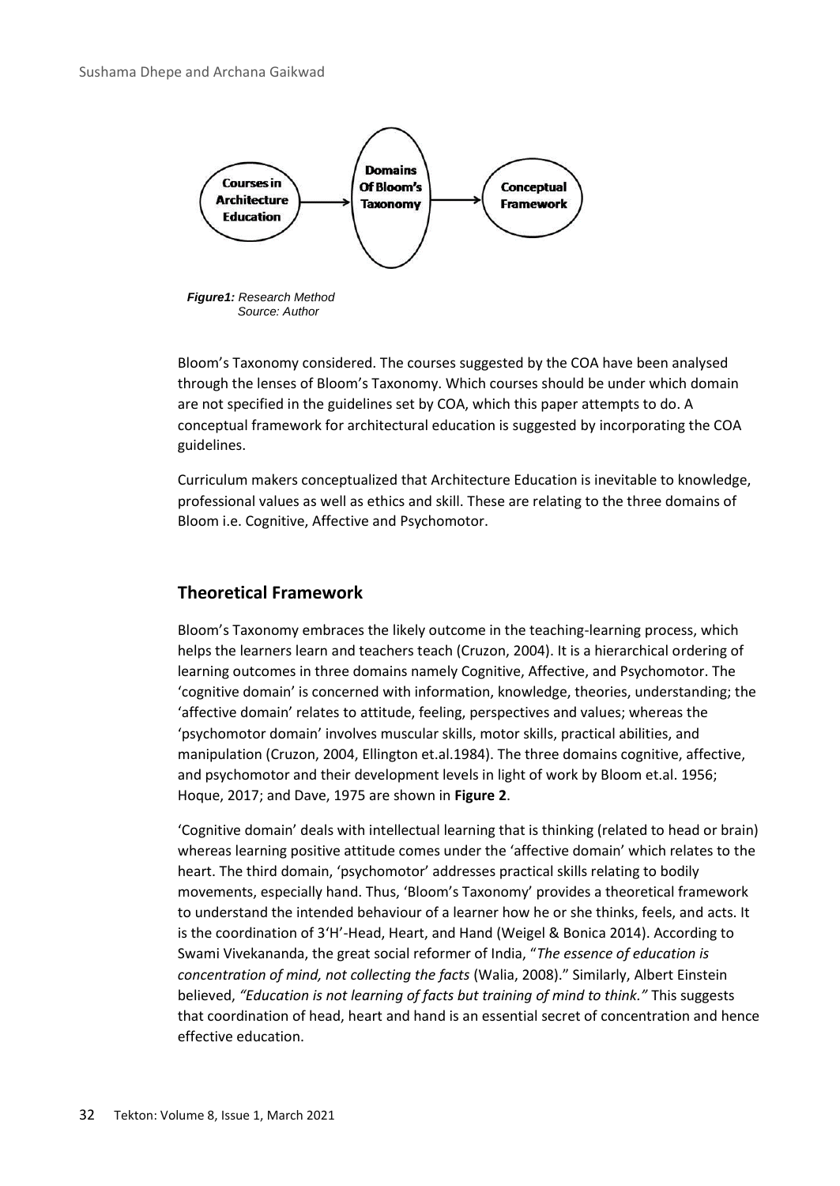Courses in Architecture Education → Domains Of Bloom's Taxonomy → Conceptual Framework

*Figure1: Research Method*
*Source: Author*

Bloom's Taxonomy considered. The courses suggested by the COA have been analysed through the lenses of Bloom's Taxonomy. Which courses should be under which domain are not specified in the guidelines set by COA, which this paper attempts to do. A conceptual framework for architectural education is suggested by incorporating the COA guidelines.

Curriculum makers conceptualized that Architecture Education is inevitable to knowledge, professional values as well as ethics and skill. These are relating to the three domains of Bloom i.e. Cognitive, Affective and Psychomotor.

## Theoretical Framework

Bloom's Taxonomy embraces the likely outcome in the teaching-learning process, which helps the learners learn and teachers teach (Cruzon, 2004). It is a hierarchical ordering of learning outcomes in three domains namely Cognitive, Affective, and Psychomotor. The 'cognitive domain' is concerned with information, knowledge, theories, understanding; the 'affective domain' relates to attitude, feeling, perspectives and values; whereas the 'psychomotor domain' involves muscular skills, motor skills, practical abilities, and manipulation (Cruzon, 2004, Ellington et.al.1984). The three domains cognitive, affective, and psychomotor and their development levels in light of work by Bloom et.al. 1956; Hoque, 2017; and Dave, 1975 are shown in **Figure 2**.

'Cognitive domain' deals with intellectual learning that is thinking (related to head or brain) whereas learning positive attitude comes under the 'affective domain' which relates to the heart. The third domain, 'psychomotor' addresses practical skills relating to bodily movements, especially hand. Thus, 'Bloom's Taxonomy' provides a theoretical framework to understand the intended behaviour of a learner how he or she thinks, feels, and acts. It is the coordination of 3'H'-Head, Heart, and Hand (Weigel & Bonica 2014). According to Swami Vivekananda, the great social reformer of India, "*The essence of education is concentration of mind, not collecting the facts* (Walia, 2008)." Similarly, Albert Einstein believed, *"Education is not learning of facts but training of mind to think."* This suggests that coordination of head, heart and hand is an essential secret of concentration and hence effective education.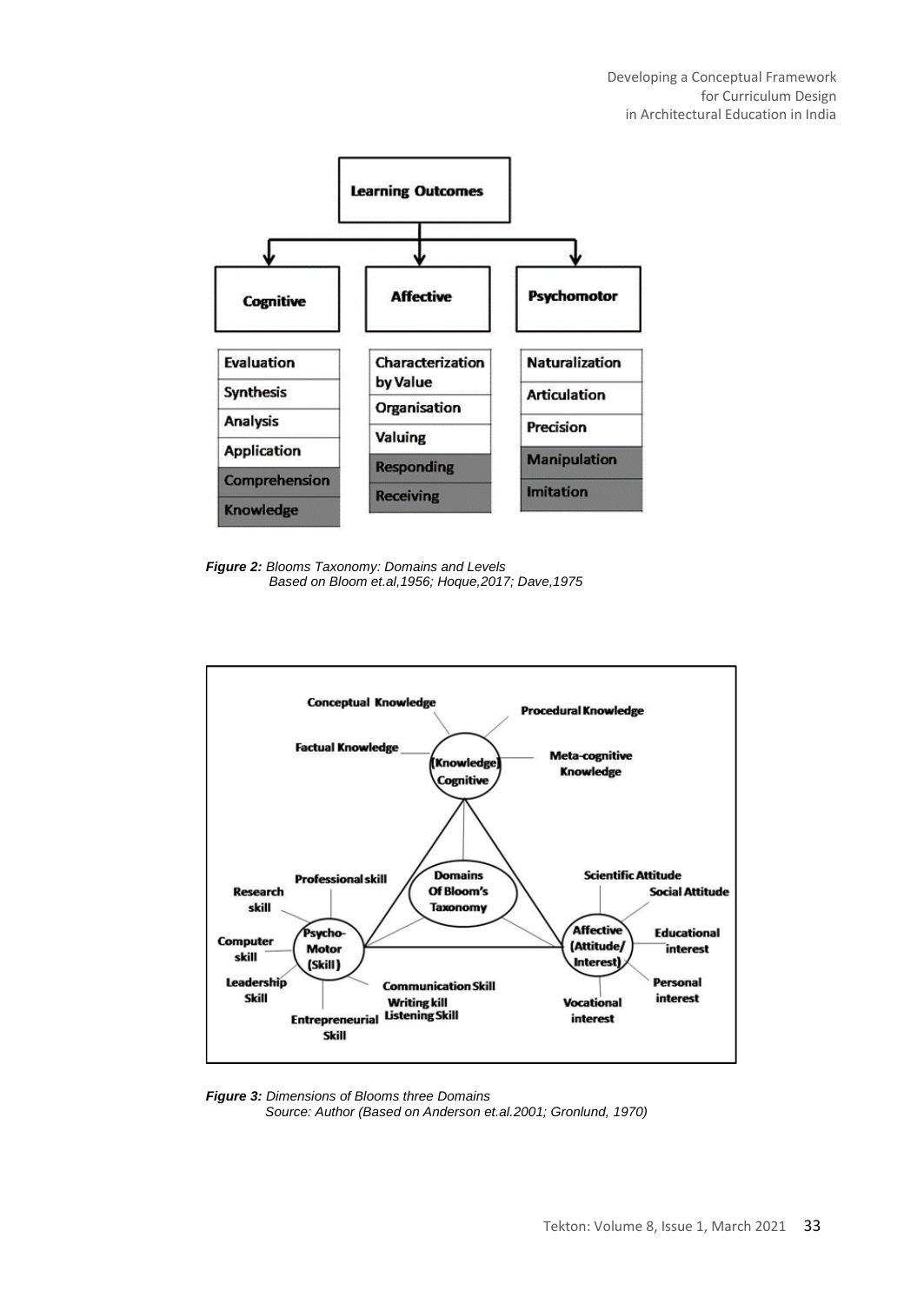**Learning Outcomes**

| Cognitive | Affective | Psychomotor |
|---|---|---|
| Evaluation | Characterization by Value | Naturalization |
| Synthesis | Organisation | Articulation |
| Analysis | Valuing | Precision |
| Application | Responding | Manipulation |
| Comprehension | Receiving | Imitation |
| Knowledge | | |

***Figure 2:*** *Blooms Taxonomy: Domains and Levels*
*Based on Bloom et.al,1956; Hoque,2017; Dave,1975*

**Domains Of Bloom's Taxonomy**

- **(Knowledge) Cognitive**: Conceptual Knowledge, Procedural Knowledge, Factual Knowledge, Meta-cognitive Knowledge
- **Psycho-Motor (Skill)**: Professional skill, Research skill, Computer skill, Leadership Skill, Entrepreneurial Skill, Communication Skill, Writing kill, Listening Skill
- **Affective (Attitude/ Interest)**: Scientific Attitude, Social Attitude, Educational interest, Personal interest, Vocational interest

***Figure 3:*** *Dimensions of Blooms three Domains*
*Source: Author (Based on Anderson et.al.2001; Gronlund, 1970)*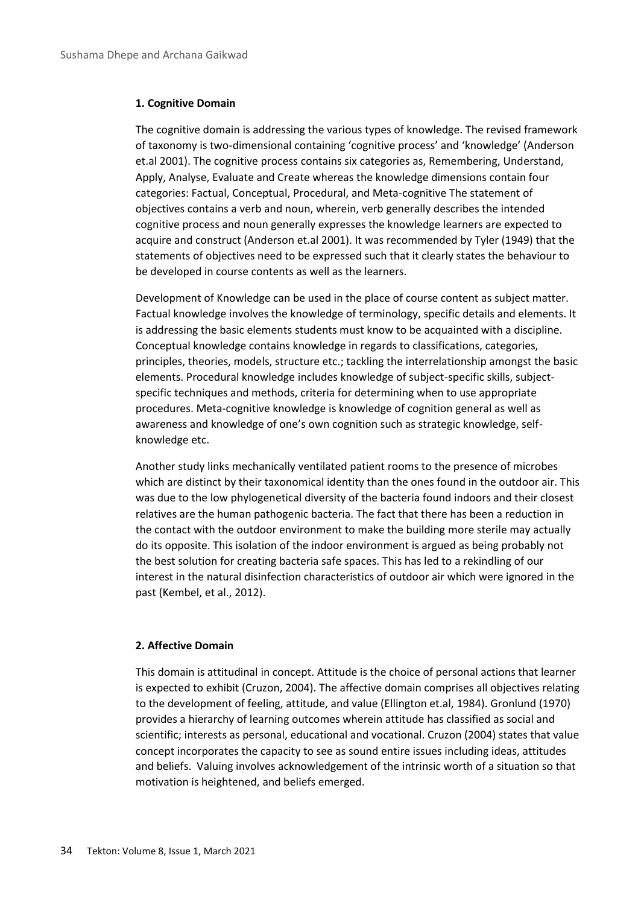### 1. Cognitive Domain

The cognitive domain is addressing the various types of knowledge. The revised framework of taxonomy is two-dimensional containing 'cognitive process' and 'knowledge' (Anderson et.al 2001). The cognitive process contains six categories as, Remembering, Understand, Apply, Analyse, Evaluate and Create whereas the knowledge dimensions contain four categories: Factual, Conceptual, Procedural, and Meta-cognitive The statement of objectives contains a verb and noun, wherein, verb generally describes the intended cognitive process and noun generally expresses the knowledge learners are expected to acquire and construct (Anderson et.al 2001). It was recommended by Tyler (1949) that the statements of objectives need to be expressed such that it clearly states the behaviour to be developed in course contents as well as the learners.

Development of Knowledge can be used in the place of course content as subject matter. Factual knowledge involves the knowledge of terminology, specific details and elements. It is addressing the basic elements students must know to be acquainted with a discipline. Conceptual knowledge contains knowledge in regards to classifications, categories, principles, theories, models, structure etc.; tackling the interrelationship amongst the basic elements. Procedural knowledge includes knowledge of subject-specific skills, subject-specific techniques and methods, criteria for determining when to use appropriate procedures. Meta-cognitive knowledge is knowledge of cognition general as well as awareness and knowledge of one's own cognition such as strategic knowledge, self-knowledge etc.

Another study links mechanically ventilated patient rooms to the presence of microbes which are distinct by their taxonomical identity than the ones found in the outdoor air. This was due to the low phylogenetical diversity of the bacteria found indoors and their closest relatives are the human pathogenic bacteria. The fact that there has been a reduction in the contact with the outdoor environment to make the building more sterile may actually do its opposite. This isolation of the indoor environment is argued as being probably not the best solution for creating bacteria safe spaces. This has led to a rekindling of our interest in the natural disinfection characteristics of outdoor air which were ignored in the past (Kembel, et al., 2012).

### 2. Affective Domain

This domain is attitudinal in concept. Attitude is the choice of personal actions that learner is expected to exhibit (Cruzon, 2004). The affective domain comprises all objectives relating to the development of feeling, attitude, and value (Ellington et.al, 1984). Gronlund (1970) provides a hierarchy of learning outcomes wherein attitude has classified as social and scientific; interests as personal, educational and vocational. Cruzon (2004) states that value concept incorporates the capacity to see as sound entire issues including ideas, attitudes and beliefs. Valuing involves acknowledgement of the intrinsic worth of a situation so that motivation is heightened, and beliefs emerged.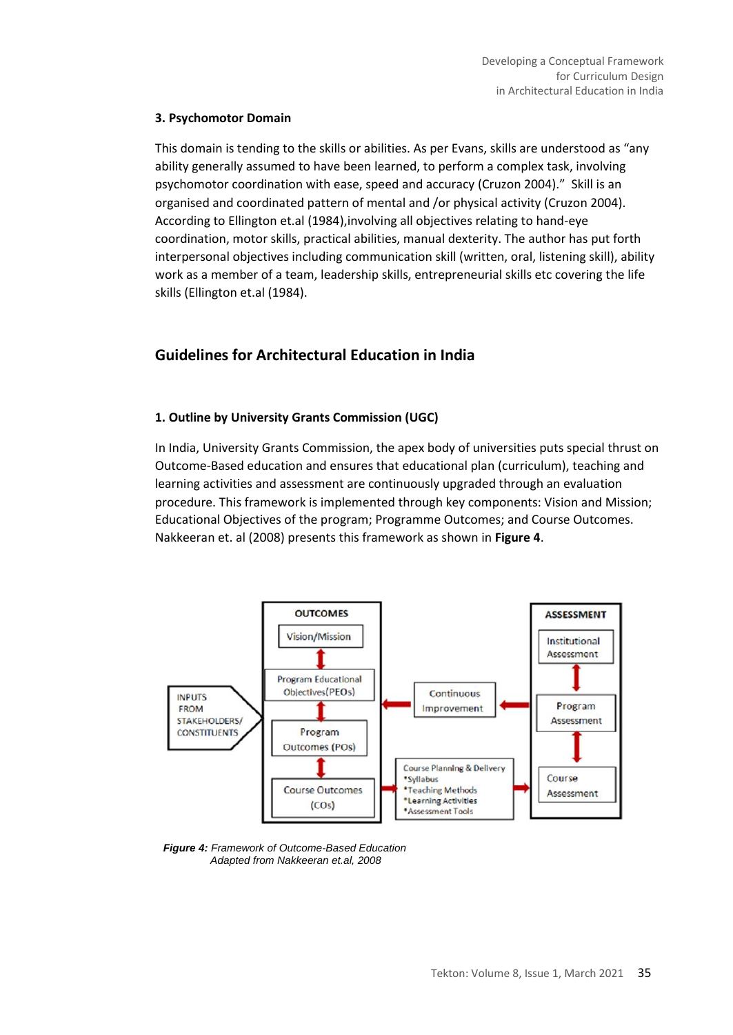### 3. Psychomotor Domain

This domain is tending to the skills or abilities. As per Evans, skills are understood as "any ability generally assumed to have been learned, to perform a complex task, involving psychomotor coordination with ease, speed and accuracy (Cruzon 2004)." Skill is an organised and coordinated pattern of mental and /or physical activity (Cruzon 2004). According to Ellington et.al (1984),involving all objectives relating to hand-eye coordination, motor skills, practical abilities, manual dexterity. The author has put forth interpersonal objectives including communication skill (written, oral, listening skill), ability work as a member of a team, leadership skills, entrepreneurial skills etc covering the life skills (Ellington et.al (1984).

## Guidelines for Architectural Education in India

### 1. Outline by University Grants Commission (UGC)

In India, University Grants Commission, the apex body of universities puts special thrust on Outcome-Based education and ensures that educational plan (curriculum), teaching and learning activities and assessment are continuously upgraded through an evaluation procedure. This framework is implemented through key components: Vision and Mission; Educational Objectives of the program; Programme Outcomes; and Course Outcomes. Nakkeeran et. al (2008) presents this framework as shown in **Figure 4**.

*Figure 4: Framework of Outcome-Based Education Adapted from Nakkeeran et.al, 2008*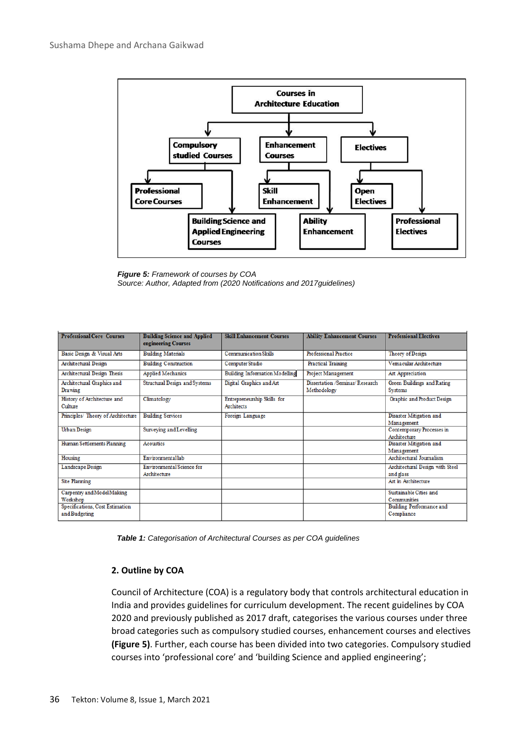- **Courses in Architecture Education**
  - **Compulsory studied Courses**
    - **Professional Core Courses**
    - **Building Science and Applied Engineering Courses**
  - **Enhancement Courses**
    - **Skill Enhancement**
    - **Ability Enhancement**
  - **Electives**
    - **Open Electives**
    - **Professional Electives**

***Figure 5:*** *Framework of courses by COA*
*Source: Author, Adapted from (2020 Notifications and 2017guidelines)*

| Professional Core Courses | Building Science and Applied engineering Courses | Skill Enhancement Courses | Ability Enhancement Courses | Professional Electives |
|---|---|---|---|---|
| Basic Design & Visual Arts | Building Materials | Communication Skills | Professional Practice | Theory of Design |
| Architectural Design | Building Construction | Computer Studio | Practical Training | Vernacular Architecture |
| Architectural Design Thesis | Applied Mechanics | Building Information Modelling | Project Management | Art Appreciation |
| Architectural Graphics and Drawing | Structural Design and Systems | Digital Graphics and Art | Dissertation /Seminar/ Research Methodology | Green Buildings and Rating Systems |
| History of Architecture and Culture | Climatology | Entrepreneurship Skills for Architects | | Graphic and Product Design |
| Principles/ Theory of Architecture | Building Services | Foreign Language | | Disaster Mitigation and Management |
| Urban Design | Surveying and Levelling | | | Contemporary Processes in Architecture |
| Human Settlements Planning | Acoustics | | | Disaster Mitigation and Management |
| Housing | Environmental lab | | | Architectural Journalism |
| Landscape Design | Environmental Science for Architecture | | | Architectural Design with Steel and glass |
| Site Planning | | | | Art in Architecture |
| Carpentry and Model Making Workshop | | | | Sustainable Cities and Communities |
| Specifications, Cost Estimation and Budgeting | | | | Building Performance and Compliance |

***Table 1:*** *Categorisation of Architectural Courses as per COA guidelines*

## 2. Outline by COA

Council of Architecture (COA) is a regulatory body that controls architectural education in India and provides guidelines for curriculum development. The recent guidelines by COA 2020 and previously published as 2017 draft, categorises the various courses under three broad categories such as compulsory studied courses, enhancement courses and electives **(Figure 5)**. Further, each course has been divided into two categories. Compulsory studied courses into 'professional core' and 'building Science and applied engineering';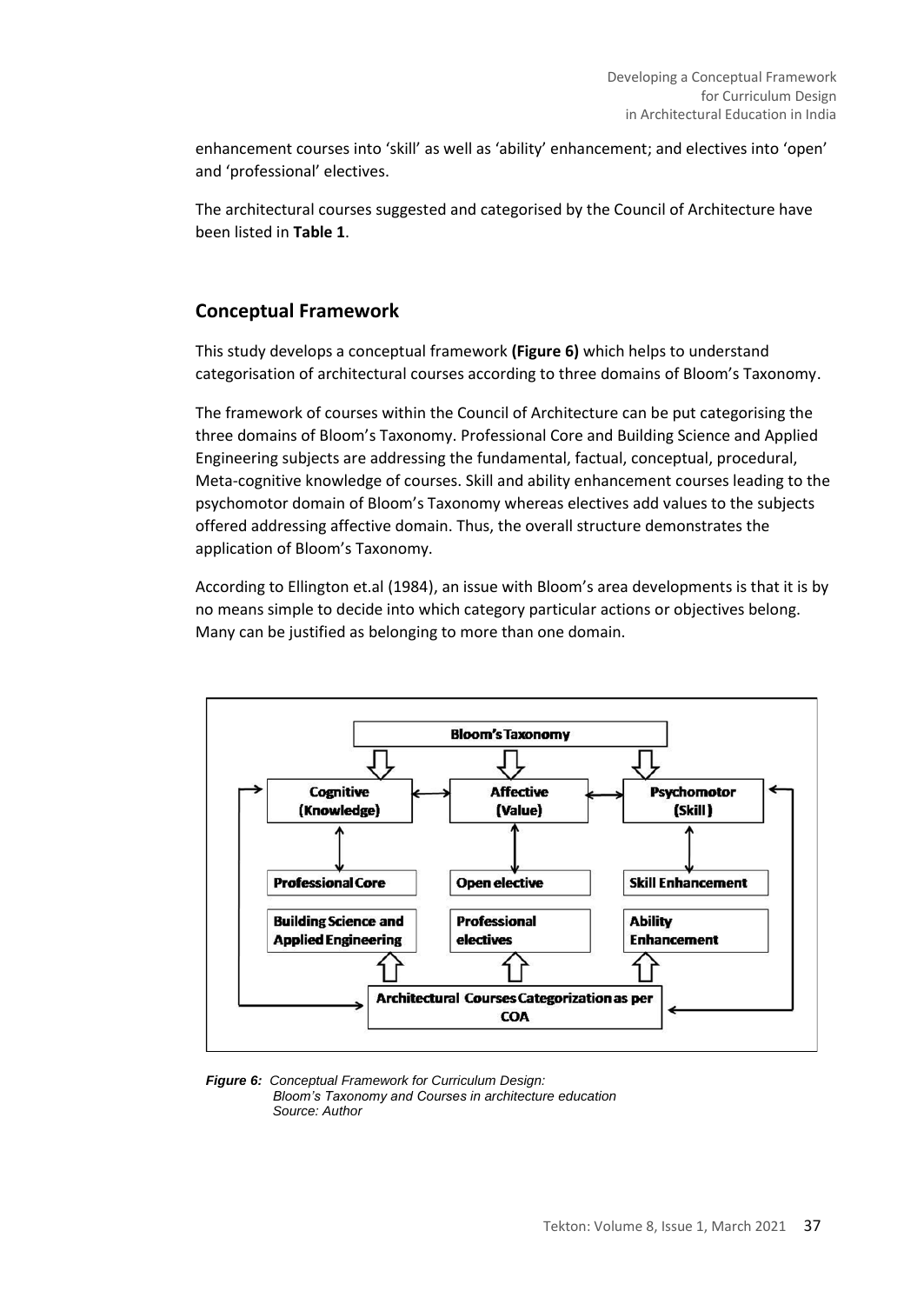enhancement courses into 'skill' as well as 'ability' enhancement; and electives into 'open' and 'professional' electives.

The architectural courses suggested and categorised by the Council of Architecture have been listed in **Table 1**.

## Conceptual Framework

This study develops a conceptual framework **(Figure 6)** which helps to understand categorisation of architectural courses according to three domains of Bloom's Taxonomy.

The framework of courses within the Council of Architecture can be put categorising the three domains of Bloom's Taxonomy. Professional Core and Building Science and Applied Engineering subjects are addressing the fundamental, factual, conceptual, procedural, Meta-cognitive knowledge of courses. Skill and ability enhancement courses leading to the psychomotor domain of Bloom's Taxonomy whereas electives add values to the subjects offered addressing affective domain. Thus, the overall structure demonstrates the application of Bloom's Taxonomy.

According to Ellington et.al (1984), an issue with Bloom's area developments is that it is by no means simple to decide into which category particular actions or objectives belong. Many can be justified as belonging to more than one domain.

Bloom's Taxonomy

Cognitive (Knowledge) | Affective (Value) | Psychomotor (Skill)

Professional Core | Open elective | Skill Enhancement

Building Science and Applied Engineering | Professional electives | Ability Enhancement

Architectural Courses Categorization as per COA

*Figure 6: Conceptual Framework for Curriculum Design: Bloom's Taxonomy and Courses in architecture education Source: Author*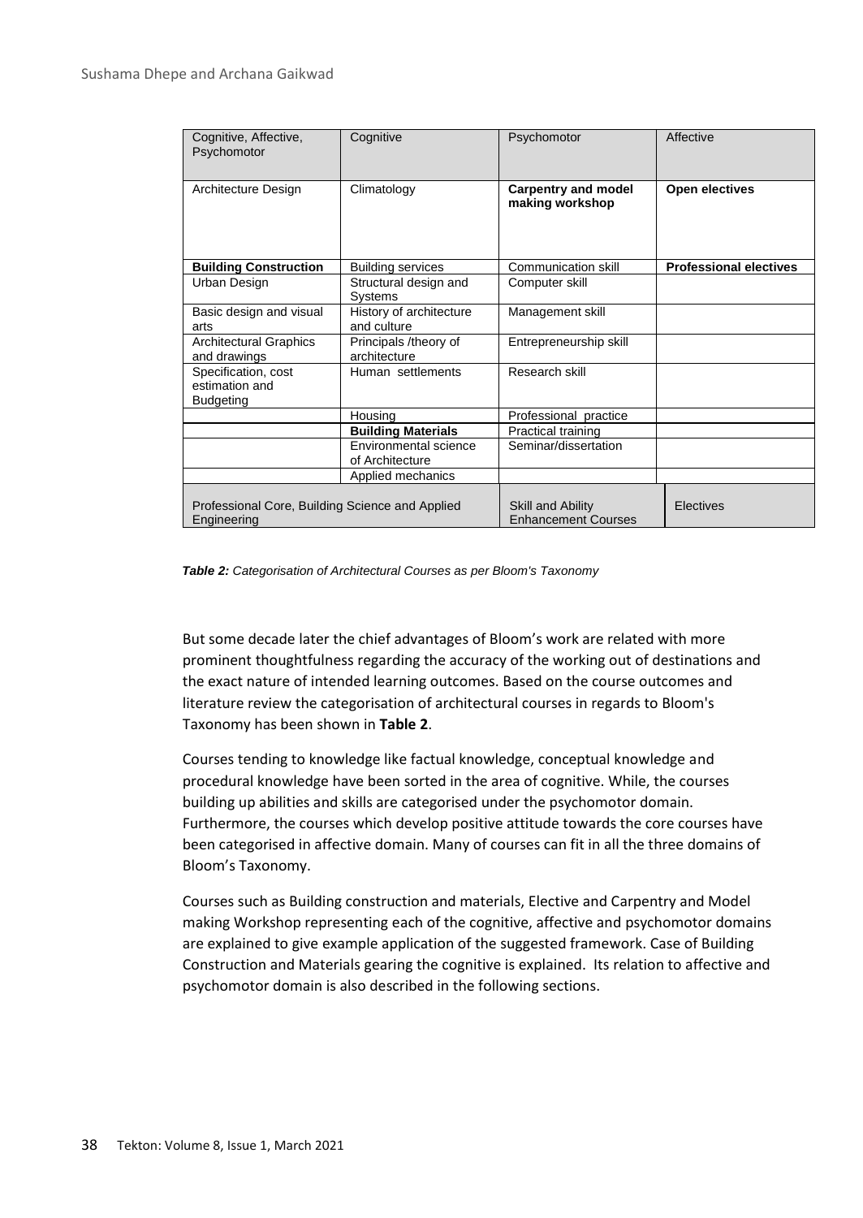| Cognitive, Affective, Psychomotor | Cognitive | Psychomotor | Affective |
|---|---|---|---|
| Architecture Design | Climatology | **Carpentry and model making workshop** | **Open electives** |
| **Building Construction** | Building services | Communication skill | **Professional electives** |
| Urban Design | Structural design and Systems | Computer skill | |
| Basic design and visual arts | History of architecture and culture | Management skill | |
| Architectural Graphics and drawings | Principals /theory of architecture | Entrepreneurship skill | |
| Specification, cost estimation and Budgeting | Human settlements | Research skill | |
| | Housing | Professional practice | |
| | **Building Materials** | Practical training | |
| | Environmental science of Architecture | Seminar/dissertation | |
| | Applied mechanics | | |
| Professional Core, Building Science and Applied Engineering | | Skill and Ability Enhancement Courses | Electives |

***Table 2:*** *Categorisation of Architectural Courses as per Bloom's Taxonomy*

But some decade later the chief advantages of Bloom's work are related with more prominent thoughtfulness regarding the accuracy of the working out of destinations and the exact nature of intended learning outcomes. Based on the course outcomes and literature review the categorisation of architectural courses in regards to Bloom's Taxonomy has been shown in **Table 2**.

Courses tending to knowledge like factual knowledge, conceptual knowledge and procedural knowledge have been sorted in the area of cognitive. While, the courses building up abilities and skills are categorised under the psychomotor domain. Furthermore, the courses which develop positive attitude towards the core courses have been categorised in affective domain. Many of courses can fit in all the three domains of Bloom's Taxonomy.

Courses such as Building construction and materials, Elective and Carpentry and Model making Workshop representing each of the cognitive, affective and psychomotor domains are explained to give example application of the suggested framework. Case of Building Construction and Materials gearing the cognitive is explained. Its relation to affective and psychomotor domain is also described in the following sections.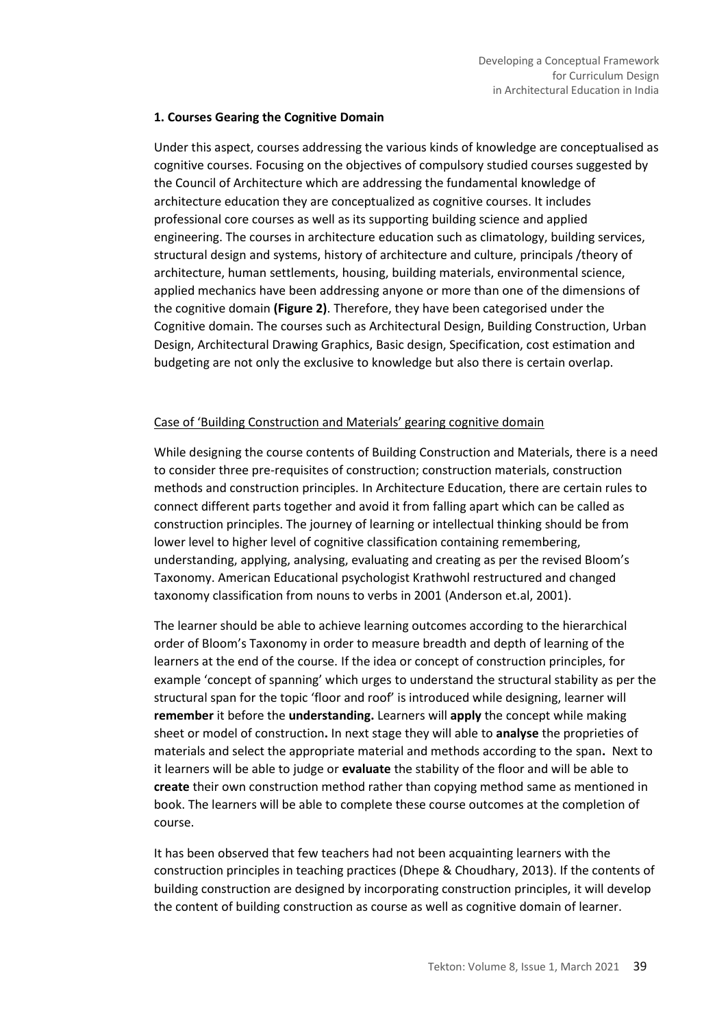**1. Courses Gearing the Cognitive Domain**

Under this aspect, courses addressing the various kinds of knowledge are conceptualised as cognitive courses. Focusing on the objectives of compulsory studied courses suggested by the Council of Architecture which are addressing the fundamental knowledge of architecture education they are conceptualized as cognitive courses. It includes professional core courses as well as its supporting building science and applied engineering. The courses in architecture education such as climatology, building services, structural design and systems, history of architecture and culture, principals /theory of architecture, human settlements, housing, building materials, environmental science, applied mechanics have been addressing anyone or more than one of the dimensions of the cognitive domain **(Figure 2)**. Therefore, they have been categorised under the Cognitive domain. The courses such as Architectural Design, Building Construction, Urban Design, Architectural Drawing Graphics, Basic design, Specification, cost estimation and budgeting are not only the exclusive to knowledge but also there is certain overlap.

Case of 'Building Construction and Materials' gearing cognitive domain

While designing the course contents of Building Construction and Materials, there is a need to consider three pre-requisites of construction; construction materials, construction methods and construction principles. In Architecture Education, there are certain rules to connect different parts together and avoid it from falling apart which can be called as construction principles. The journey of learning or intellectual thinking should be from lower level to higher level of cognitive classification containing remembering, understanding, applying, analysing, evaluating and creating as per the revised Bloom's Taxonomy. American Educational psychologist Krathwohl restructured and changed taxonomy classification from nouns to verbs in 2001 (Anderson et.al, 2001).

The learner should be able to achieve learning outcomes according to the hierarchical order of Bloom's Taxonomy in order to measure breadth and depth of learning of the learners at the end of the course. If the idea or concept of construction principles, for example 'concept of spanning' which urges to understand the structural stability as per the structural span for the topic 'floor and roof' is introduced while designing, learner will **remember** it before the **understanding.** Learners will **apply** the concept while making sheet or model of construction**.** In next stage they will able to **analyse** the proprieties of materials and select the appropriate material and methods according to the span**.** Next to it learners will be able to judge or **evaluate** the stability of the floor and will be able to **create** their own construction method rather than copying method same as mentioned in book. The learners will be able to complete these course outcomes at the completion of course.

It has been observed that few teachers had not been acquainting learners with the construction principles in teaching practices (Dhepe & Choudhary, 2013). If the contents of building construction are designed by incorporating construction principles, it will develop the content of building construction as course as well as cognitive domain of learner.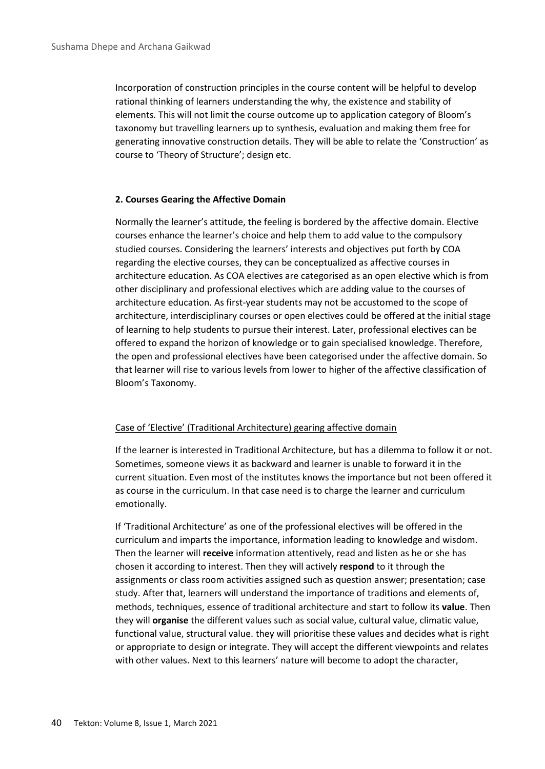Incorporation of construction principles in the course content will be helpful to develop rational thinking of learners understanding the why, the existence and stability of elements. This will not limit the course outcome up to application category of Bloom's taxonomy but travelling learners up to synthesis, evaluation and making them free for generating innovative construction details. They will be able to relate the 'Construction' as course to 'Theory of Structure'; design etc.

**2. Courses Gearing the Affective Domain**

Normally the learner's attitude, the feeling is bordered by the affective domain. Elective courses enhance the learner's choice and help them to add value to the compulsory studied courses. Considering the learners' interests and objectives put forth by COA regarding the elective courses, they can be conceptualized as affective courses in architecture education. As COA electives are categorised as an open elective which is from other disciplinary and professional electives which are adding value to the courses of architecture education. As first-year students may not be accustomed to the scope of architecture, interdisciplinary courses or open electives could be offered at the initial stage of learning to help students to pursue their interest. Later, professional electives can be offered to expand the horizon of knowledge or to gain specialised knowledge. Therefore, the open and professional electives have been categorised under the affective domain. So that learner will rise to various levels from lower to higher of the affective classification of Bloom's Taxonomy.

<u>Case of 'Elective' (Traditional Architecture) gearing affective domain</u>

If the learner is interested in Traditional Architecture, but has a dilemma to follow it or not. Sometimes, someone views it as backward and learner is unable to forward it in the current situation. Even most of the institutes knows the importance but not been offered it as course in the curriculum. In that case need is to charge the learner and curriculum emotionally.

If 'Traditional Architecture' as one of the professional electives will be offered in the curriculum and imparts the importance, information leading to knowledge and wisdom. Then the learner will **receive** information attentively, read and listen as he or she has chosen it according to interest. Then they will actively **respond** to it through the assignments or class room activities assigned such as question answer; presentation; case study. After that, learners will understand the importance of traditions and elements of, methods, techniques, essence of traditional architecture and start to follow its **value**. Then they will **organise** the different values such as social value, cultural value, climatic value, functional value, structural value. they will prioritise these values and decides what is right or appropriate to design or integrate. They will accept the different viewpoints and relates with other values. Next to this learners' nature will become to adopt the character,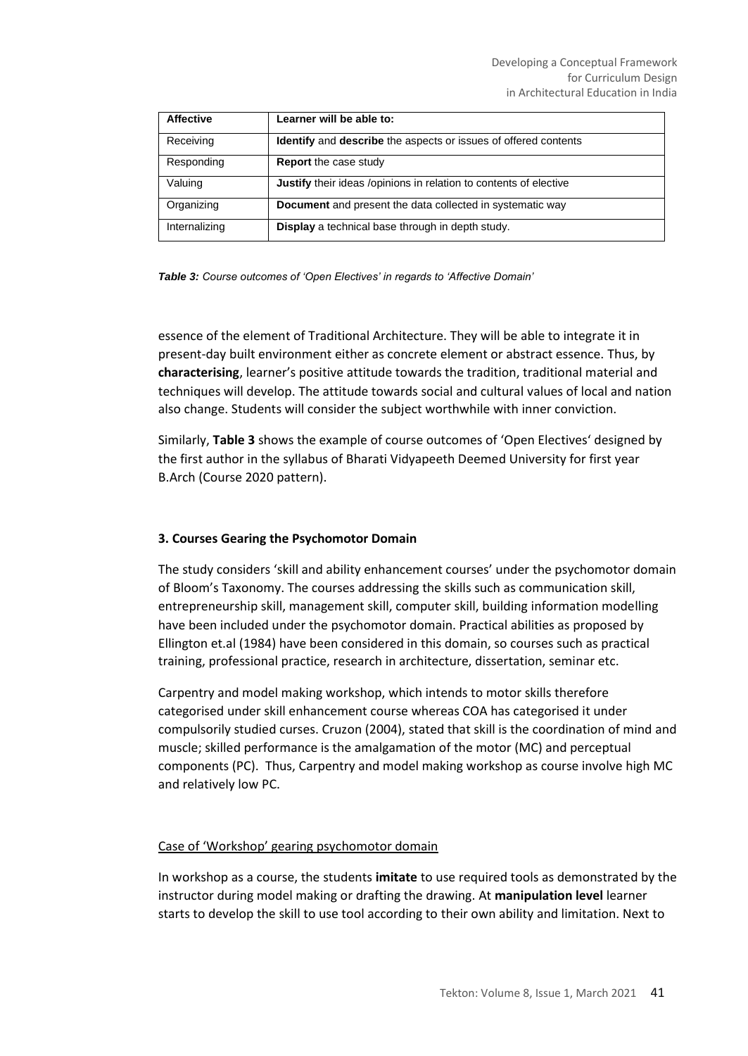| Affective | Learner will be able to: |
| --- | --- |
| Receiving | **Identify** and **describe** the aspects or issues of offered contents |
| Responding | **Report** the case study |
| Valuing | **Justify** their ideas /opinions in relation to contents of elective |
| Organizing | **Document** and present the data collected in systematic way |
| Internalizing | **Display** a technical base through in depth study. |

***Table 3:*** *Course outcomes of 'Open Electives' in regards to 'Affective Domain'*

essence of the element of Traditional Architecture. They will be able to integrate it in present-day built environment either as concrete element or abstract essence. Thus, by **characterising**, learner's positive attitude towards the tradition, traditional material and techniques will develop. The attitude towards social and cultural values of local and nation also change. Students will consider the subject worthwhile with inner conviction.

Similarly, **Table 3** shows the example of course outcomes of 'Open Electives' designed by the first author in the syllabus of Bharati Vidyapeeth Deemed University for first year B.Arch (Course 2020 pattern).

### 3. Courses Gearing the Psychomotor Domain

The study considers 'skill and ability enhancement courses' under the psychomotor domain of Bloom's Taxonomy. The courses addressing the skills such as communication skill, entrepreneurship skill, management skill, computer skill, building information modelling have been included under the psychomotor domain. Practical abilities as proposed by Ellington et.al (1984) have been considered in this domain, so courses such as practical training, professional practice, research in architecture, dissertation, seminar etc.

Carpentry and model making workshop, which intends to motor skills therefore categorised under skill enhancement course whereas COA has categorised it under compulsorily studied curses. Cruzon (2004), stated that skill is the coordination of mind and muscle; skilled performance is the amalgamation of the motor (MC) and perceptual components (PC). Thus, Carpentry and model making workshop as course involve high MC and relatively low PC.

<u>Case of 'Workshop' gearing psychomotor domain</u>

In workshop as a course, the students **imitate** to use required tools as demonstrated by the instructor during model making or drafting the drawing. At **manipulation level** learner starts to develop the skill to use tool according to their own ability and limitation. Next to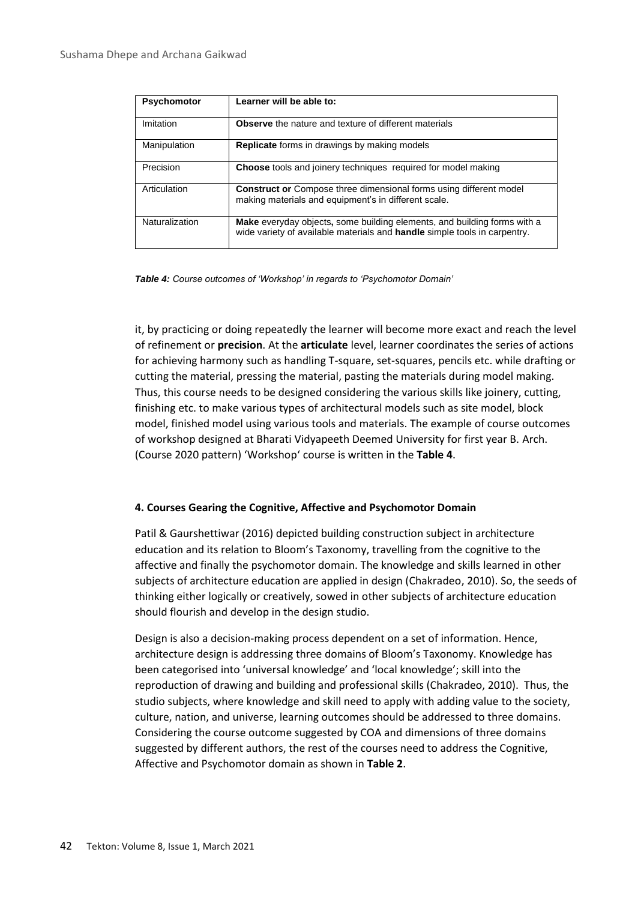| Psychomotor | Learner will be able to: |
|---|---|
| Imitation | **Observe** the nature and texture of different materials |
| Manipulation | **Replicate** forms in drawings by making models |
| Precision | **Choose** tools and joinery techniques required for model making |
| Articulation | **Construct or** Compose three dimensional forms using different model making materials and equipment's in different scale. |
| Naturalization | **Make** everyday objects**,** some building elements, and building forms with a wide variety of available materials and **handle** simple tools in carpentry. |

***Table 4:*** *Course outcomes of 'Workshop' in regards to 'Psychomotor Domain'*

it, by practicing or doing repeatedly the learner will become more exact and reach the level of refinement or **precision**. At the **articulate** level, learner coordinates the series of actions for achieving harmony such as handling T-square, set-squares, pencils etc. while drafting or cutting the material, pressing the material, pasting the materials during model making. Thus, this course needs to be designed considering the various skills like joinery, cutting, finishing etc. to make various types of architectural models such as site model, block model, finished model using various tools and materials. The example of course outcomes of workshop designed at Bharati Vidyapeeth Deemed University for first year B. Arch. (Course 2020 pattern) 'Workshop' course is written in the **Table 4**.

### 4. Courses Gearing the Cognitive, Affective and Psychomotor Domain

Patil & Gaurshettiwar (2016) depicted building construction subject in architecture education and its relation to Bloom's Taxonomy, travelling from the cognitive to the affective and finally the psychomotor domain. The knowledge and skills learned in other subjects of architecture education are applied in design (Chakradeo, 2010). So, the seeds of thinking either logically or creatively, sowed in other subjects of architecture education should flourish and develop in the design studio.

Design is also a decision-making process dependent on a set of information. Hence, architecture design is addressing three domains of Bloom's Taxonomy. Knowledge has been categorised into 'universal knowledge' and 'local knowledge'; skill into the reproduction of drawing and building and professional skills (Chakradeo, 2010). Thus, the studio subjects, where knowledge and skill need to apply with adding value to the society, culture, nation, and universe, learning outcomes should be addressed to three domains. Considering the course outcome suggested by COA and dimensions of three domains suggested by different authors, the rest of the courses need to address the Cognitive, Affective and Psychomotor domain as shown in **Table 2**.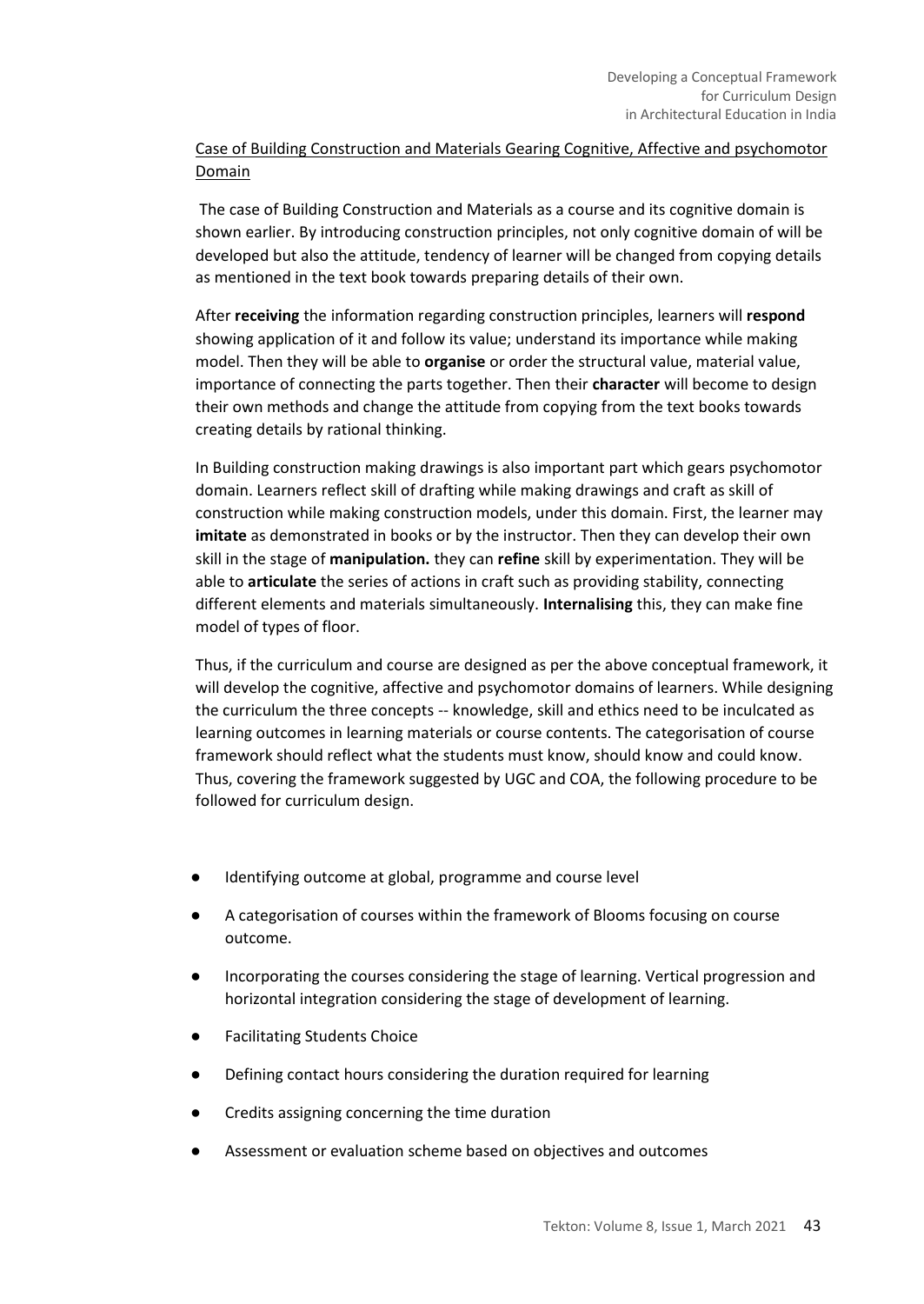Case of Building Construction and Materials Gearing Cognitive, Affective and psychomotor Domain

The case of Building Construction and Materials as a course and its cognitive domain is shown earlier. By introducing construction principles, not only cognitive domain of will be developed but also the attitude, tendency of learner will be changed from copying details as mentioned in the text book towards preparing details of their own.

After **receiving** the information regarding construction principles, learners will **respond** showing application of it and follow its value; understand its importance while making model. Then they will be able to **organise** or order the structural value, material value, importance of connecting the parts together. Then their **character** will become to design their own methods and change the attitude from copying from the text books towards creating details by rational thinking.

In Building construction making drawings is also important part which gears psychomotor domain. Learners reflect skill of drafting while making drawings and craft as skill of construction while making construction models, under this domain. First, the learner may **imitate** as demonstrated in books or by the instructor. Then they can develop their own skill in the stage of **manipulation.** they can **refine** skill by experimentation. They will be able to **articulate** the series of actions in craft such as providing stability, connecting different elements and materials simultaneously. **Internalising** this, they can make fine model of types of floor.

Thus, if the curriculum and course are designed as per the above conceptual framework, it will develop the cognitive, affective and psychomotor domains of learners. While designing the curriculum the three concepts -- knowledge, skill and ethics need to be inculcated as learning outcomes in learning materials or course contents. The categorisation of course framework should reflect what the students must know, should know and could know. Thus, covering the framework suggested by UGC and COA, the following procedure to be followed for curriculum design.

- Identifying outcome at global, programme and course level
- A categorisation of courses within the framework of Blooms focusing on course outcome.
- Incorporating the courses considering the stage of learning. Vertical progression and horizontal integration considering the stage of development of learning.
- Facilitating Students Choice
- Defining contact hours considering the duration required for learning
- Credits assigning concerning the time duration
- Assessment or evaluation scheme based on objectives and outcomes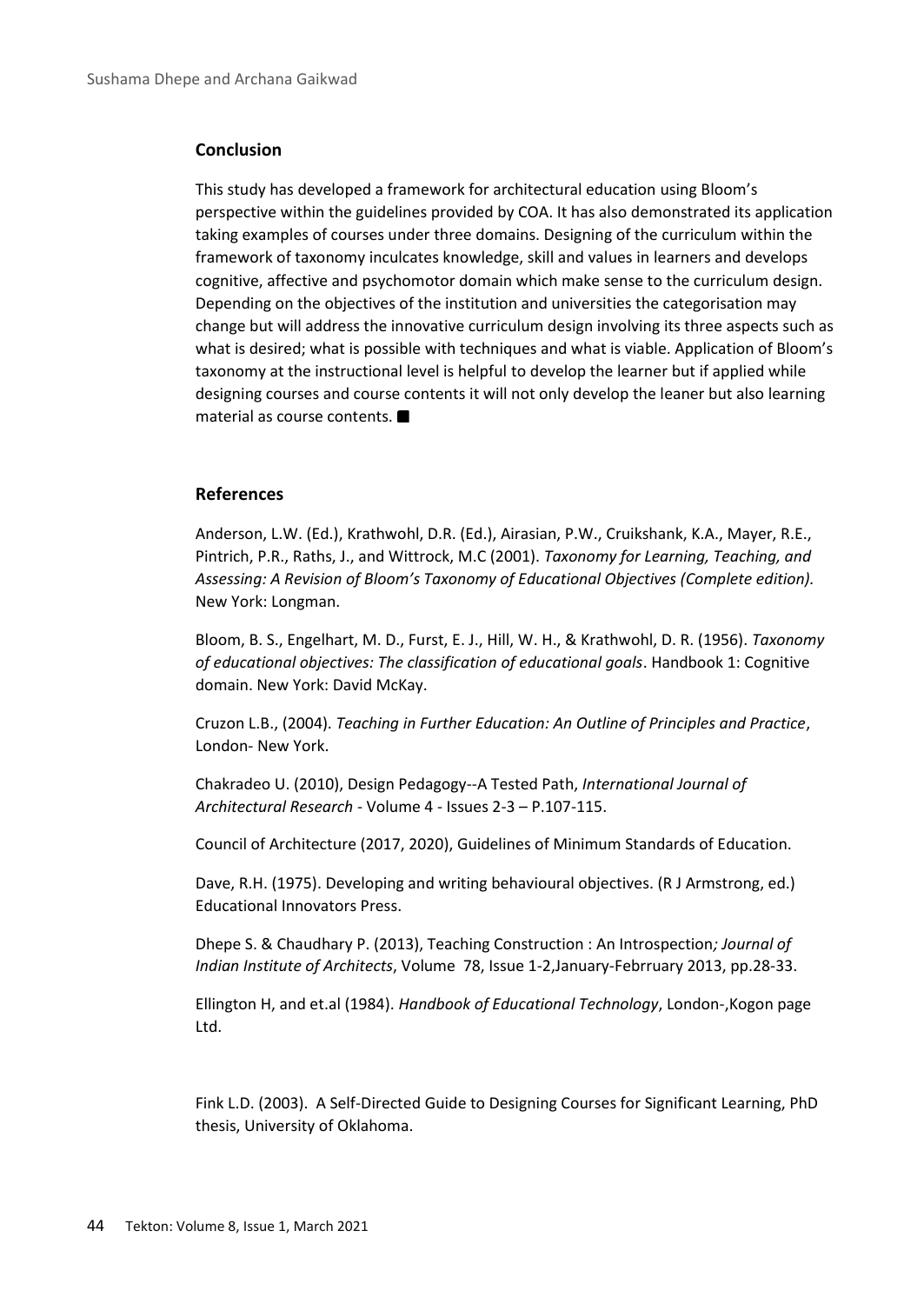## Conclusion

This study has developed a framework for architectural education using Bloom's perspective within the guidelines provided by COA. It has also demonstrated its application taking examples of courses under three domains. Designing of the curriculum within the framework of taxonomy inculcates knowledge, skill and values in learners and develops cognitive, affective and psychomotor domain which make sense to the curriculum design. Depending on the objectives of the institution and universities the categorisation may change but will address the innovative curriculum design involving its three aspects such as what is desired; what is possible with techniques and what is viable. Application of Bloom's taxonomy at the instructional level is helpful to develop the learner but if applied while designing courses and course contents it will not only develop the leaner but also learning material as course contents. ■

## References

Anderson, L.W. (Ed.), Krathwohl, D.R. (Ed.), Airasian, P.W., Cruikshank, K.A., Mayer, R.E., Pintrich, P.R., Raths, J., and Wittrock, M.C (2001). *Taxonomy for Learning, Teaching, and Assessing: A Revision of Bloom's Taxonomy of Educational Objectives (Complete edition).* New York: Longman.

Bloom, B. S., Engelhart, M. D., Furst, E. J., Hill, W. H., & Krathwohl, D. R. (1956). *Taxonomy of educational objectives: The classification of educational goals*. Handbook 1: Cognitive domain. New York: David McKay.

Cruzon L.B., (2004). *Teaching in Further Education: An Outline of Principles and Practice*, London- New York.

Chakradeo U. (2010), Design Pedagogy--A Tested Path, *International Journal of Architectural Research* - Volume 4 - Issues 2-3 – P.107-115.

Council of Architecture (2017, 2020), Guidelines of Minimum Standards of Education.

Dave, R.H. (1975). Developing and writing behavioural objectives. (R J Armstrong, ed.) Educational Innovators Press.

Dhepe S. & Chaudhary P. (2013), Teaching Construction : An Introspection*; Journal of Indian Institute of Architects*, Volume 78, Issue 1-2,January-Febrruary 2013, pp.28-33.

Ellington H, and et.al (1984). *Handbook of Educational Technology*, London-,Kogon page Ltd.

Fink L.D. (2003). A Self-Directed Guide to Designing Courses for Significant Learning, PhD thesis, University of Oklahoma.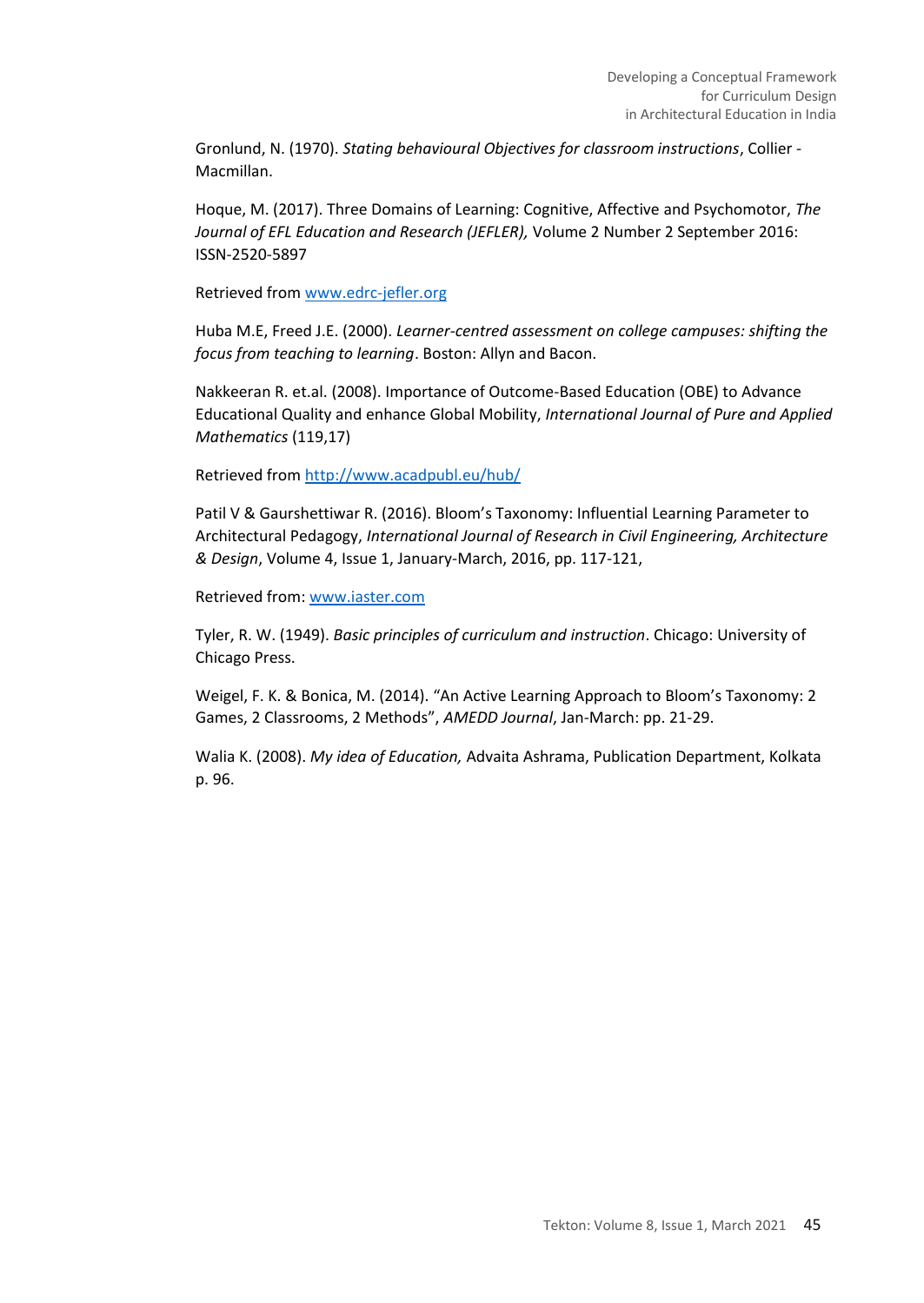Gronlund, N. (1970). *Stating behavioural Objectives for classroom instructions*, Collier - Macmillan.

Hoque, M. (2017). Three Domains of Learning: Cognitive, Affective and Psychomotor, *The Journal of EFL Education and Research (JEFLER),* Volume 2 Number 2 September 2016: ISSN-2520-5897

Retrieved from www.edrc-jefler.org

Huba M.E, Freed J.E. (2000). *Learner-centred assessment on college campuses: shifting the focus from teaching to learning*. Boston: Allyn and Bacon.

Nakkeeran R. et.al. (2008). Importance of Outcome-Based Education (OBE) to Advance Educational Quality and enhance Global Mobility, *International Journal of Pure and Applied Mathematics* (119,17)

Retrieved from http://www.acadpubl.eu/hub/

Patil V & Gaurshettiwar R. (2016). Bloom's Taxonomy: Influential Learning Parameter to Architectural Pedagogy, *International Journal of Research in Civil Engineering, Architecture & Design*, Volume 4, Issue 1, January-March, 2016, pp. 117-121,

Retrieved from: www.iaster.com

Tyler, R. W. (1949). *Basic principles of curriculum and instruction*. Chicago: University of Chicago Press.

Weigel, F. K. & Bonica, M. (2014). "An Active Learning Approach to Bloom's Taxonomy: 2 Games, 2 Classrooms, 2 Methods", *AMEDD Journal*, Jan-March: pp. 21-29.

Walia K. (2008). *My idea of Education,* Advaita Ashrama, Publication Department, Kolkata p. 96.